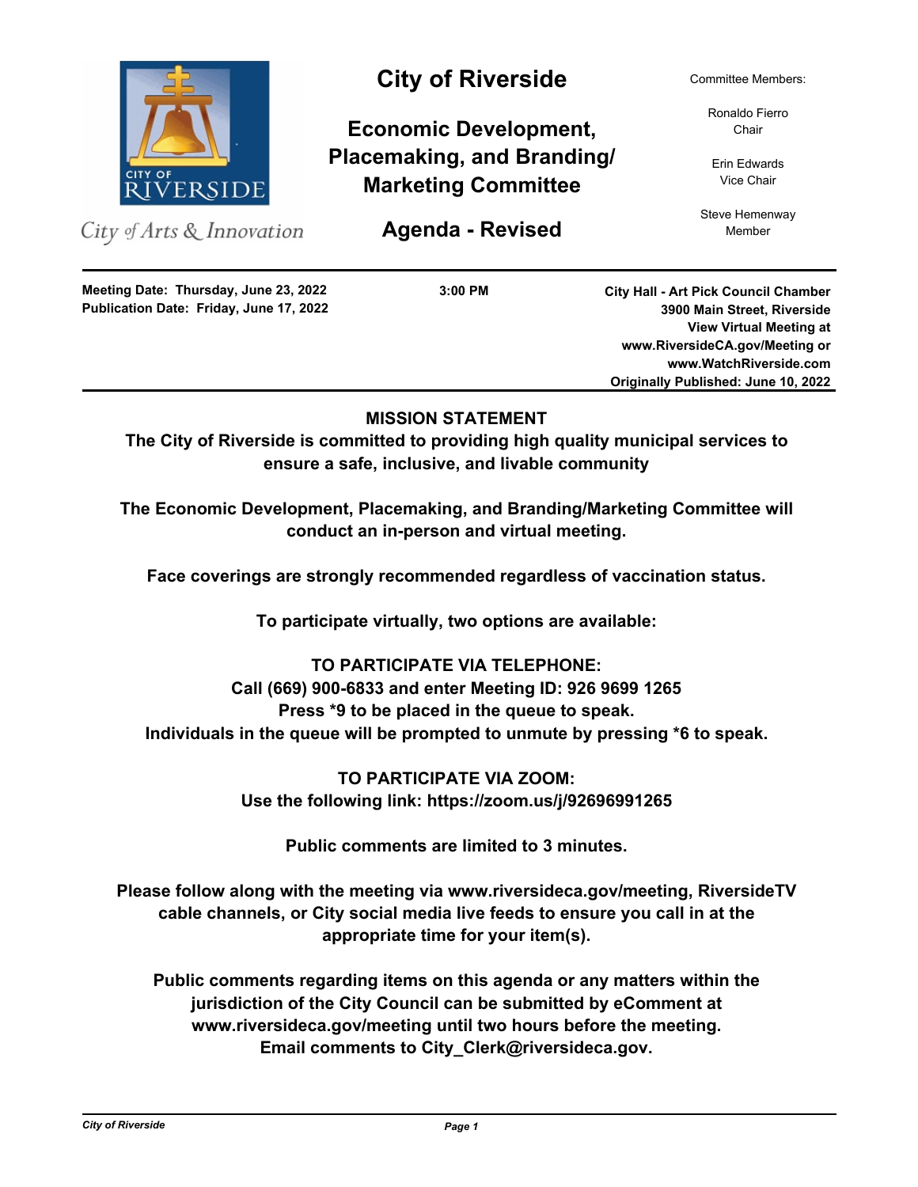# City of Riverside

## Economic Development, Placemaking, and Branding/ Marketing Committee

## Agenda - Revised

City of Arts & Innovation

Committee Members:

Ronaldo Fierro
Chair

Erin Edwards
Vice Chair

Steve Hemenway
Member

**Meeting Date: Thursday, June 23, 2022**
**Publication Date: Friday, June 17, 2022**

**3:00 PM**

**City Hall - Art Pick Council Chamber**
**3900 Main Street, Riverside**
**View Virtual Meeting at**
**www.RiversideCA.gov/Meeting or**
**www.WatchRiverside.com**
**Originally Published: June 10, 2022**

---

**MISSION STATEMENT**
**The City of Riverside is committed to providing high quality municipal services to ensure a safe, inclusive, and livable community**

**The Economic Development, Placemaking, and Branding/Marketing Committee will conduct an in-person and virtual meeting.**

**Face coverings are strongly recommended regardless of vaccination status.**

**To participate virtually, two options are available:**

**TO PARTICIPATE VIA TELEPHONE:**
**Call (669) 900-6833 and enter Meeting ID: 926 9699 1265**
**Press *9 to be placed in the queue to speak.**
**Individuals in the queue will be prompted to unmute by pressing *6 to speak.**

**TO PARTICIPATE VIA ZOOM:**
**Use the following link: https://zoom.us/j/92696991265**

**Public comments are limited to 3 minutes.**

**Please follow along with the meeting via www.riversideca.gov/meeting, RiversideTV cable channels, or City social media live feeds to ensure you call in at the appropriate time for your item(s).**

**Public comments regarding items on this agenda or any matters within the jurisdiction of the City Council can be submitted by eComment at www.riversideca.gov/meeting until two hours before the meeting. Email comments to City_Clerk@riversideca.gov.**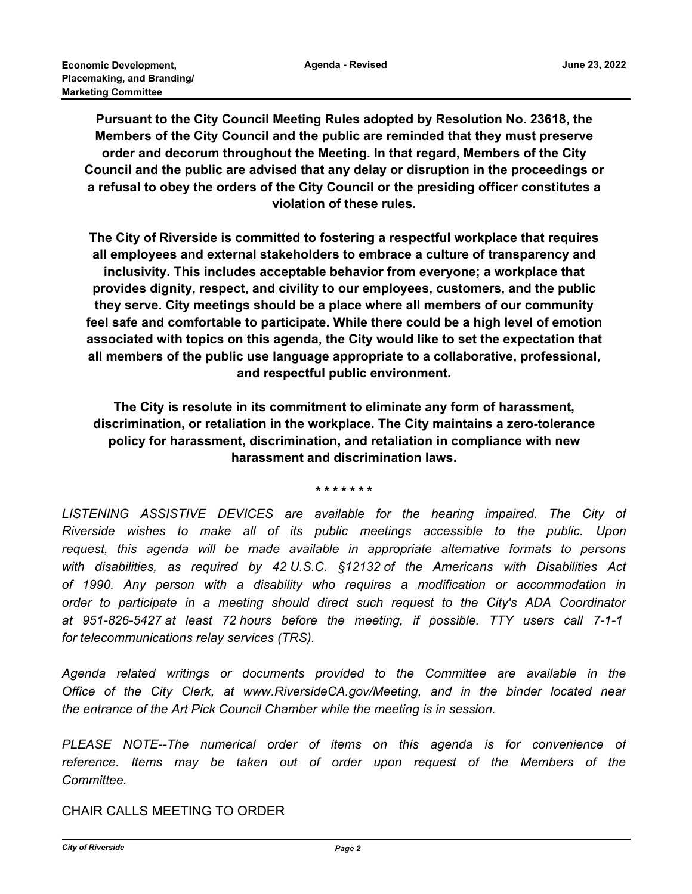**Pursuant to the City Council Meeting Rules adopted by Resolution No. 23618, the Members of the City Council and the public are reminded that they must preserve order and decorum throughout the Meeting. In that regard, Members of the City Council and the public are advised that any delay or disruption in the proceedings or a refusal to obey the orders of the City Council or the presiding officer constitutes a violation of these rules.**

**The City of Riverside is committed to fostering a respectful workplace that requires all employees and external stakeholders to embrace a culture of transparency and inclusivity. This includes acceptable behavior from everyone; a workplace that provides dignity, respect, and civility to our employees, customers, and the public they serve. City meetings should be a place where all members of our community feel safe and comfortable to participate. While there could be a high level of emotion associated with topics on this agenda, the City would like to set the expectation that all members of the public use language appropriate to a collaborative, professional, and respectful public environment.**

**The City is resolute in its commitment to eliminate any form of harassment, discrimination, or retaliation in the workplace. The City maintains a zero-tolerance policy for harassment, discrimination, and retaliation in compliance with new harassment and discrimination laws.**

\* \* \* \* \* \* \*

*LISTENING ASSISTIVE DEVICES are available for the hearing impaired. The City of Riverside wishes to make all of its public meetings accessible to the public. Upon request, this agenda will be made available in appropriate alternative formats to persons with disabilities, as required by 42 U.S.C. §12132 of the Americans with Disabilities Act of 1990. Any person with a disability who requires a modification or accommodation in order to participate in a meeting should direct such request to the City's ADA Coordinator at 951-826-5427 at least 72 hours before the meeting, if possible. TTY users call 7-1-1 for telecommunications relay services (TRS).*

*Agenda related writings or documents provided to the Committee are available in the Office of the City Clerk, at www.RiversideCA.gov/Meeting, and in the binder located near the entrance of the Art Pick Council Chamber while the meeting is in session.*

*PLEASE NOTE--The numerical order of items on this agenda is for convenience of reference. Items may be taken out of order upon request of the Members of the Committee.*

CHAIR CALLS MEETING TO ORDER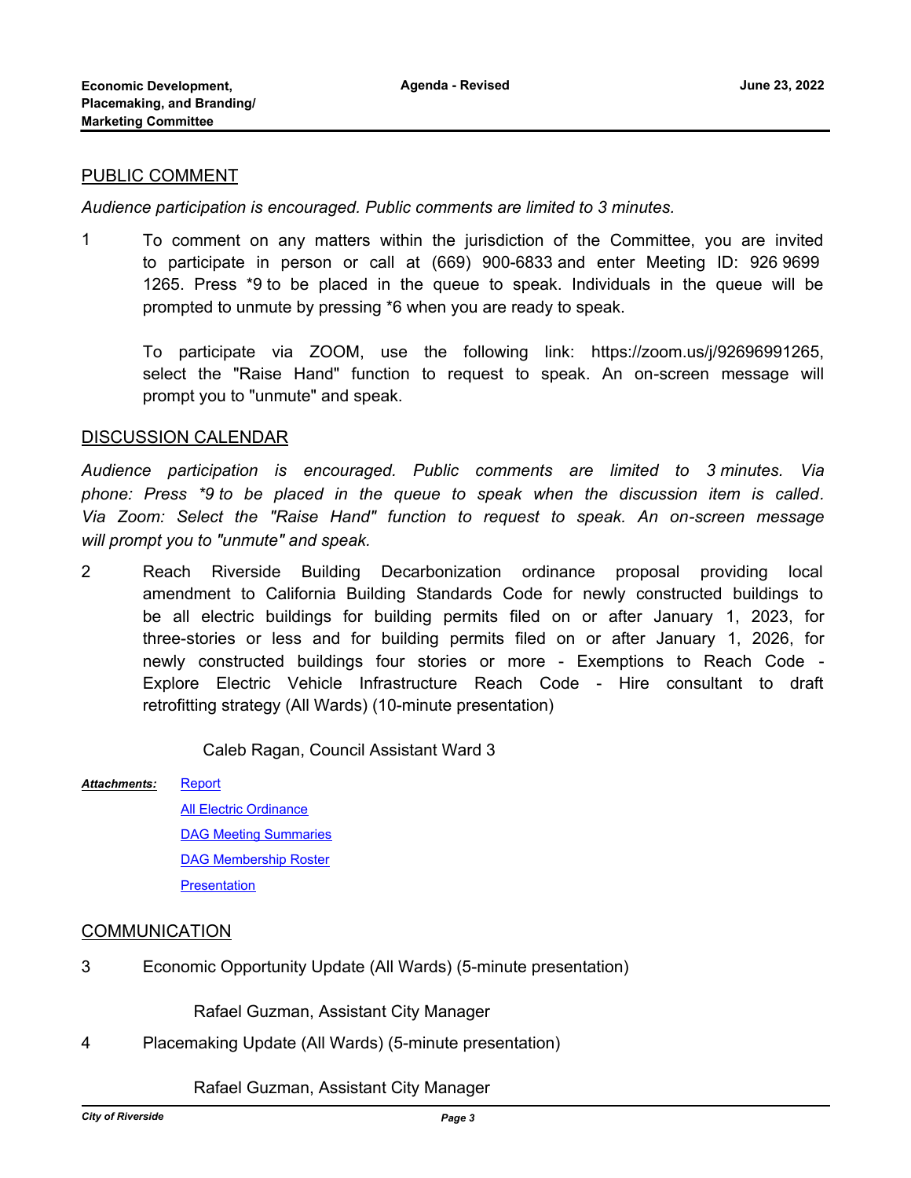## PUBLIC COMMENT

*Audience participation is encouraged. Public comments are limited to 3 minutes.*

1 To comment on any matters within the jurisdiction of the Committee, you are invited to participate in person or call at (669) 900-6833 and enter Meeting ID: 926 9699 1265. Press *9 to be placed in the queue to speak. Individuals in the queue will be prompted to unmute by pressing *6 when you are ready to speak.

To participate via ZOOM, use the following link: https://zoom.us/j/92696991265, select the "Raise Hand" function to request to speak. An on-screen message will prompt you to "unmute" and speak.

## DISCUSSION CALENDAR

*Audience participation is encouraged. Public comments are limited to 3 minutes. Via phone: Press *9 to be placed in the queue to speak when the discussion item is called. Via Zoom: Select the "Raise Hand" function to request to speak. An on-screen message will prompt you to "unmute" and speak.*

2 Reach Riverside Building Decarbonization ordinance proposal providing local amendment to California Building Standards Code for newly constructed buildings to be all electric buildings for building permits filed on or after January 1, 2023, for three-stories or less and for building permits filed on or after January 1, 2026, for newly constructed buildings four stories or more - Exemptions to Reach Code - Explore Electric Vehicle Infrastructure Reach Code - Hire consultant to draft retrofitting strategy (All Wards) (10-minute presentation)

Caleb Ragan, Council Assistant Ward 3

***Attachments:*** Report
All Electric Ordinance
DAG Meeting Summaries
DAG Membership Roster
Presentation

## COMMUNICATION

3 Economic Opportunity Update (All Wards) (5-minute presentation)

Rafael Guzman, Assistant City Manager

4 Placemaking Update (All Wards) (5-minute presentation)

Rafael Guzman, Assistant City Manager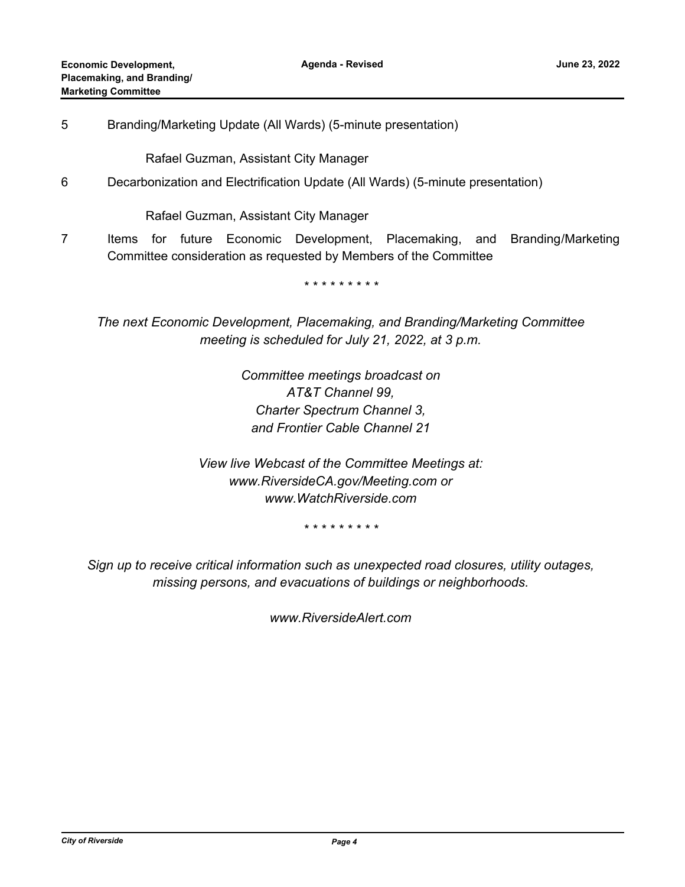5 Branding/Marketing Update (All Wards) (5-minute presentation)

Rafael Guzman, Assistant City Manager

6 Decarbonization and Electrification Update (All Wards) (5-minute presentation)

Rafael Guzman, Assistant City Manager

7 Items for future Economic Development, Placemaking, and Branding/Marketing Committee consideration as requested by Members of the Committee

\* \* \* \* \* \* \* \* \*

*The next Economic Development, Placemaking, and Branding/Marketing Committee meeting is scheduled for July 21, 2022, at 3 p.m.*

*Committee meetings broadcast on*
*AT&T Channel 99,*
*Charter Spectrum Channel 3,*
*and Frontier Cable Channel 21*

*View live Webcast of the Committee Meetings at:*
*www.RiversideCA.gov/Meeting.com or*
*www.WatchRiverside.com*

\* \* \* \* \* \* \* \* \*

*Sign up to receive critical information such as unexpected road closures, utility outages, missing persons, and evacuations of buildings or neighborhoods.*

*www.RiversideAlert.com*